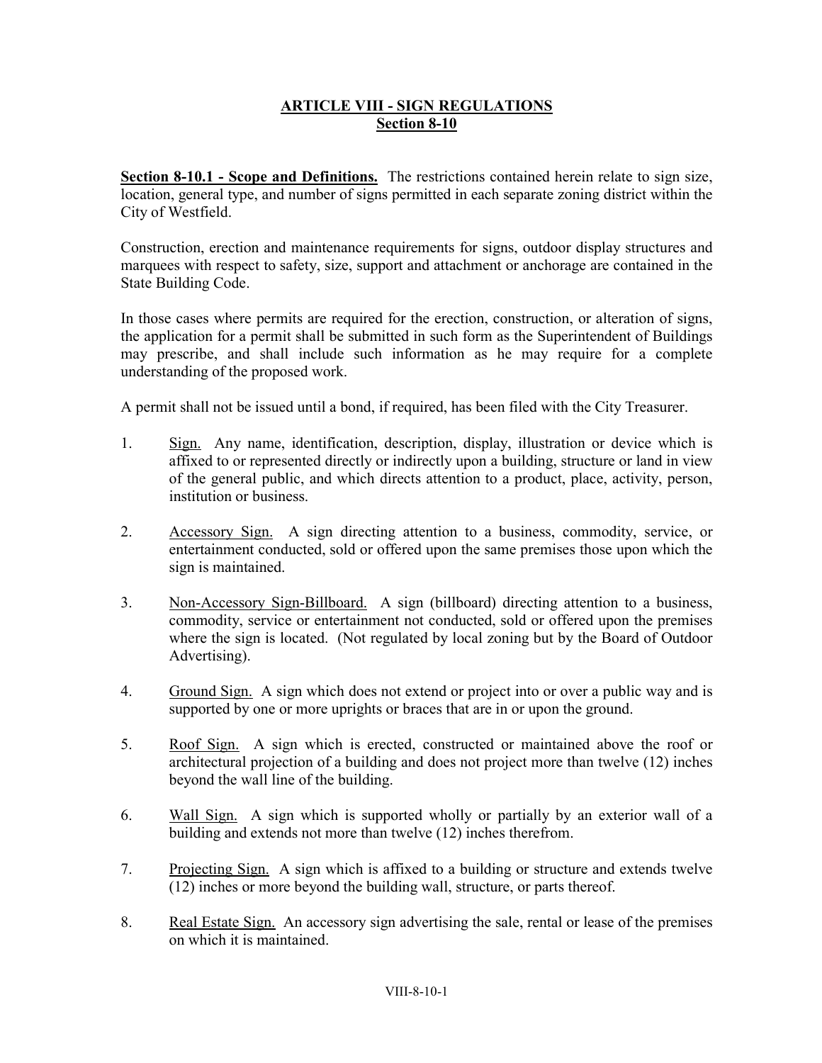# ARTICLE VIII - SIGN REGULATIONS

## Section 8-10

**Section 8-10.1 - Scope and Definitions.** The restrictions contained herein relate to sign size, location, general type, and number of signs permitted in each separate zoning district within the City of Westfield.

Construction, erection and maintenance requirements for signs, outdoor display structures and marquees with respect to safety, size, support and attachment or anchorage are contained in the State Building Code.

In those cases where permits are required for the erection, construction, or alteration of signs, the application for a permit shall be submitted in such form as the Superintendent of Buildings may prescribe, and shall include such information as he may require for a complete understanding of the proposed work.

A permit shall not be issued until a bond, if required, has been filed with the City Treasurer.

1. Sign. Any name, identification, description, display, illustration or device which is affixed to or represented directly or indirectly upon a building, structure or land in view of the general public, and which directs attention to a product, place, activity, person, institution or business.

2. Accessory Sign. A sign directing attention to a business, commodity, service, or entertainment conducted, sold or offered upon the same premises those upon which the sign is maintained.

3. Non-Accessory Sign-Billboard. A sign (billboard) directing attention to a business, commodity, service or entertainment not conducted, sold or offered upon the premises where the sign is located. (Not regulated by local zoning but by the Board of Outdoor Advertising).

4. Ground Sign. A sign which does not extend or project into or over a public way and is supported by one or more uprights or braces that are in or upon the ground.

5. Roof Sign. A sign which is erected, constructed or maintained above the roof or architectural projection of a building and does not project more than twelve (12) inches beyond the wall line of the building.

6. Wall Sign. A sign which is supported wholly or partially by an exterior wall of a building and extends not more than twelve (12) inches therefrom.

7. Projecting Sign. A sign which is affixed to a building or structure and extends twelve (12) inches or more beyond the building wall, structure, or parts thereof.

8. Real Estate Sign. An accessory sign advertising the sale, rental or lease of the premises on which it is maintained.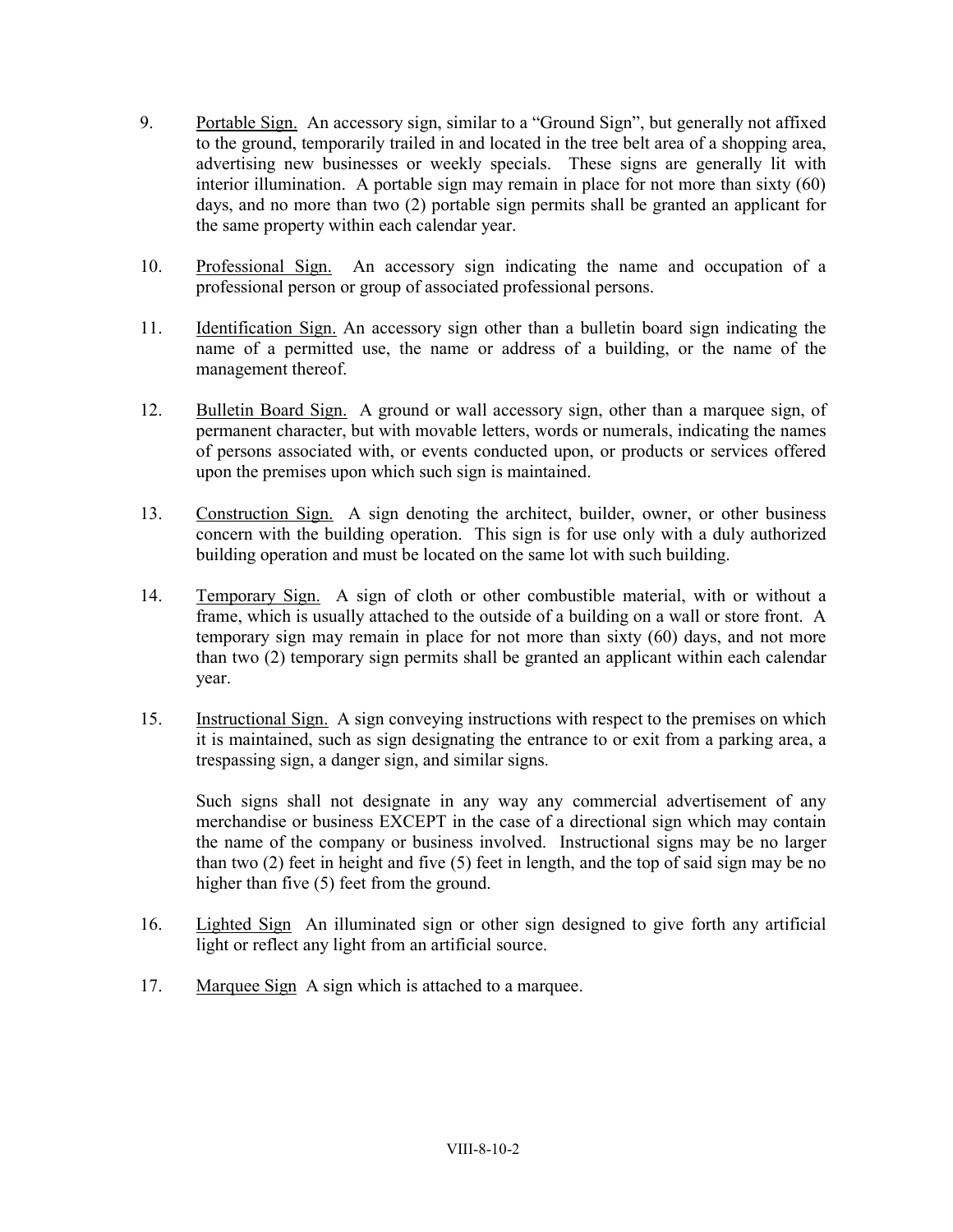9. Portable Sign. An accessory sign, similar to a "Ground Sign", but generally not affixed to the ground, temporarily trailed in and located in the tree belt area of a shopping area, advertising new businesses or weekly specials. These signs are generally lit with interior illumination. A portable sign may remain in place for not more than sixty (60) days, and no more than two (2) portable sign permits shall be granted an applicant for the same property within each calendar year.

10. Professional Sign. An accessory sign indicating the name and occupation of a professional person or group of associated professional persons.

11. Identification Sign. An accessory sign other than a bulletin board sign indicating the name of a permitted use, the name or address of a building, or the name of the management thereof.

12. Bulletin Board Sign. A ground or wall accessory sign, other than a marquee sign, of permanent character, but with movable letters, words or numerals, indicating the names of persons associated with, or events conducted upon, or products or services offered upon the premises upon which such sign is maintained.

13. Construction Sign. A sign denoting the architect, builder, owner, or other business concern with the building operation. This sign is for use only with a duly authorized building operation and must be located on the same lot with such building.

14. Temporary Sign. A sign of cloth or other combustible material, with or without a frame, which is usually attached to the outside of a building on a wall or store front. A temporary sign may remain in place for not more than sixty (60) days, and not more than two (2) temporary sign permits shall be granted an applicant within each calendar year.

15. Instructional Sign. A sign conveying instructions with respect to the premises on which it is maintained, such as sign designating the entrance to or exit from a parking area, a trespassing sign, a danger sign, and similar signs.

    Such signs shall not designate in any way any commercial advertisement of any merchandise or business EXCEPT in the case of a directional sign which may contain the name of the company or business involved. Instructional signs may be no larger than two (2) feet in height and five (5) feet in length, and the top of said sign may be no higher than five (5) feet from the ground.

16. Lighted Sign An illuminated sign or other sign designed to give forth any artificial light or reflect any light from an artificial source.

17. Marquee Sign A sign which is attached to a marquee.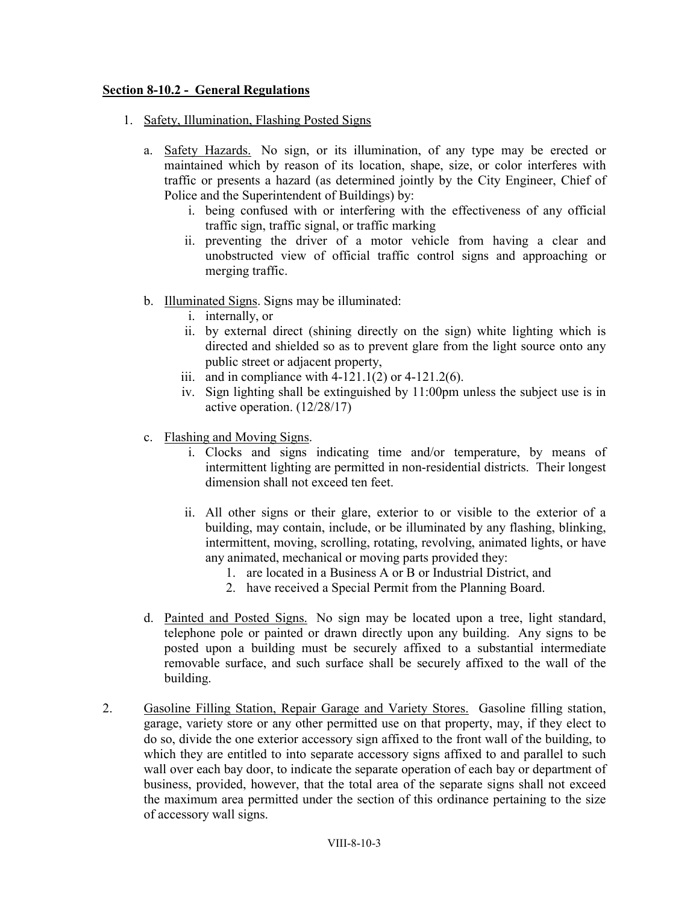**Section 8-10.2 - General Regulations**

1. Safety, Illumination, Flashing Posted Signs

   a. Safety Hazards. No sign, or its illumination, of any type may be erected or maintained which by reason of its location, shape, size, or color interferes with traffic or presents a hazard (as determined jointly by the City Engineer, Chief of Police and the Superintendent of Buildings) by:
      i. being confused with or interfering with the effectiveness of any official traffic sign, traffic signal, or traffic marking
      ii. preventing the driver of a motor vehicle from having a clear and unobstructed view of official traffic control signs and approaching or merging traffic.

   b. Illuminated Signs. Signs may be illuminated:
      i. internally, or
      ii. by external direct (shining directly on the sign) white lighting which is directed and shielded so as to prevent glare from the light source onto any public street or adjacent property,
      iii. and in compliance with 4-121.1(2) or 4-121.2(6).
      iv. Sign lighting shall be extinguished by 11:00pm unless the subject use is in active operation. (12/28/17)

   c. Flashing and Moving Signs.
      i. Clocks and signs indicating time and/or temperature, by means of intermittent lighting are permitted in non-residential districts. Their longest dimension shall not exceed ten feet.

      ii. All other signs or their glare, exterior to or visible to the exterior of a building, may contain, include, or be illuminated by any flashing, blinking, intermittent, moving, scrolling, rotating, revolving, animated lights, or have any animated, mechanical or moving parts provided they:
         1. are located in a Business A or B or Industrial District, and
         2. have received a Special Permit from the Planning Board.

   d. Painted and Posted Signs. No sign may be located upon a tree, light standard, telephone pole or painted or drawn directly upon any building. Any signs to be posted upon a building must be securely affixed to a substantial intermediate removable surface, and such surface shall be securely affixed to the wall of the building.

2. Gasoline Filling Station, Repair Garage and Variety Stores. Gasoline filling station, garage, variety store or any other permitted use on that property, may, if they elect to do so, divide the one exterior accessory sign affixed to the front wall of the building, to which they are entitled to into separate accessory signs affixed to and parallel to such wall over each bay door, to indicate the separate operation of each bay or department of business, provided, however, that the total area of the separate signs shall not exceed the maximum area permitted under the section of this ordinance pertaining to the size of accessory wall signs.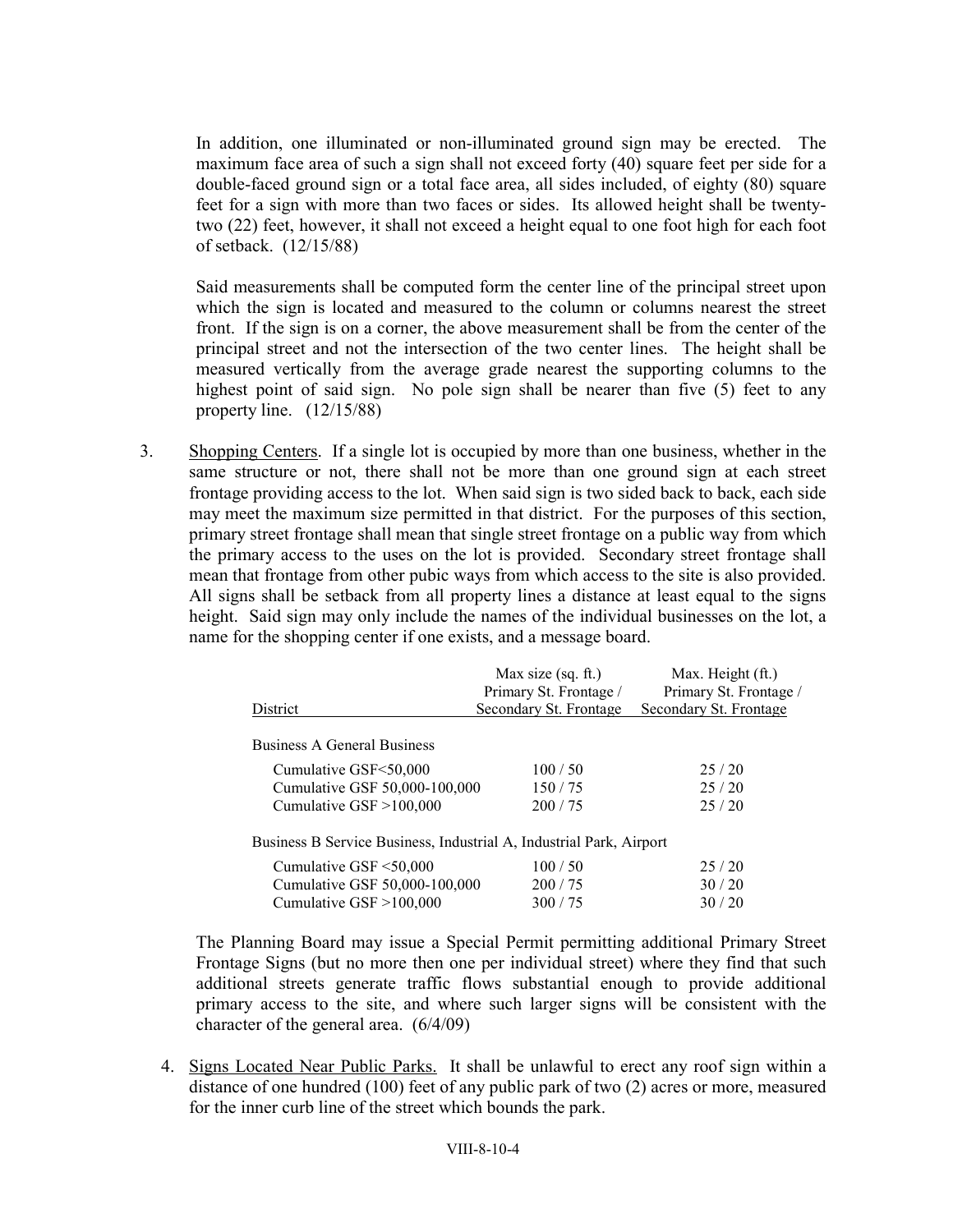In addition, one illuminated or non-illuminated ground sign may be erected. The maximum face area of such a sign shall not exceed forty (40) square feet per side for a double-faced ground sign or a total face area, all sides included, of eighty (80) square feet for a sign with more than two faces or sides. Its allowed height shall be twenty-two (22) feet, however, it shall not exceed a height equal to one foot high for each foot of setback. (12/15/88)

Said measurements shall be computed form the center line of the principal street upon which the sign is located and measured to the column or columns nearest the street front. If the sign is on a corner, the above measurement shall be from the center of the principal street and not the intersection of the two center lines. The height shall be measured vertically from the average grade nearest the supporting columns to the highest point of said sign. No pole sign shall be nearer than five (5) feet to any property line. (12/15/88)

3. Shopping Centers. If a single lot is occupied by more than one business, whether in the same structure or not, there shall not be more than one ground sign at each street frontage providing access to the lot. When said sign is two sided back to back, each side may meet the maximum size permitted in that district. For the purposes of this section, primary street frontage shall mean that single street frontage on a public way from which the primary access to the uses on the lot is provided. Secondary street frontage shall mean that frontage from other pubic ways from which access to the site is also provided. All signs shall be setback from all property lines a distance at least equal to the signs height. Said sign may only include the names of the individual businesses on the lot, a name for the shopping center if one exists, and a message board.

| District | Max size (sq. ft.) Primary St. Frontage / Secondary St. Frontage | Max. Height (ft.) Primary St. Frontage / Secondary St. Frontage |
|---|---|---|
| Business A General Business | | |
| Cumulative GSF<50,000 | 100 / 50 | 25 / 20 |
| Cumulative GSF 50,000-100,000 | 150 / 75 | 25 / 20 |
| Cumulative GSF >100,000 | 200 / 75 | 25 / 20 |
| Business B Service Business, Industrial A, Industrial Park, Airport | | |
| Cumulative GSF <50,000 | 100 / 50 | 25 / 20 |
| Cumulative GSF 50,000-100,000 | 200 / 75 | 30 / 20 |
| Cumulative GSF >100,000 | 300 / 75 | 30 / 20 |

The Planning Board may issue a Special Permit permitting additional Primary Street Frontage Signs (but no more then one per individual street) where they find that such additional streets generate traffic flows substantial enough to provide additional primary access to the site, and where such larger signs will be consistent with the character of the general area. (6/4/09)

4. Signs Located Near Public Parks. It shall be unlawful to erect any roof sign within a distance of one hundred (100) feet of any public park of two (2) acres or more, measured for the inner curb line of the street which bounds the park.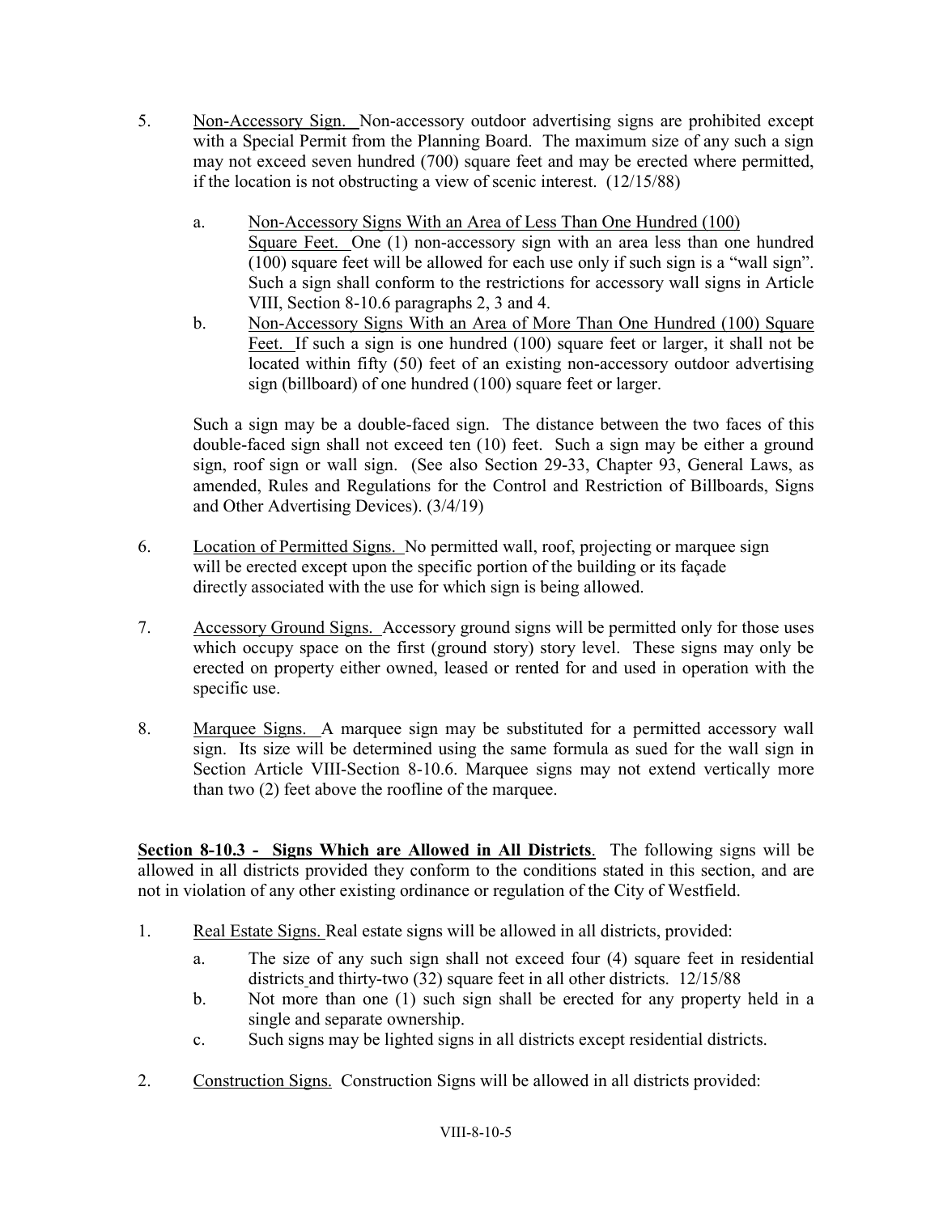5. <u>Non-Accessory Sign.</u> Non-accessory outdoor advertising signs are prohibited except with a Special Permit from the Planning Board. The maximum size of any such a sign may not exceed seven hundred (700) square feet and may be erected where permitted, if the location is not obstructing a view of scenic interest. (12/15/88)

   a. <u>Non-Accessory Signs With an Area of Less Than One Hundred (100) Square Feet.</u> One (1) non-accessory sign with an area less than one hundred (100) square feet will be allowed for each use only if such sign is a "wall sign". Such a sign shall conform to the restrictions for accessory wall signs in Article VIII, Section 8-10.6 paragraphs 2, 3 and 4.

   b. <u>Non-Accessory Signs With an Area of More Than One Hundred (100) Square Feet.</u> If such a sign is one hundred (100) square feet or larger, it shall not be located within fifty (50) feet of an existing non-accessory outdoor advertising sign (billboard) of one hundred (100) square feet or larger.

   Such a sign may be a double-faced sign. The distance between the two faces of this double-faced sign shall not exceed ten (10) feet. Such a sign may be either a ground sign, roof sign or wall sign. (See also Section 29-33, Chapter 93, General Laws, as amended, Rules and Regulations for the Control and Restriction of Billboards, Signs and Other Advertising Devices). (3/4/19)

6. <u>Location of Permitted Signs.</u> No permitted wall, roof, projecting or marquee sign will be erected except upon the specific portion of the building or its façade directly associated with the use for which sign is being allowed.

7. <u>Accessory Ground Signs.</u> Accessory ground signs will be permitted only for those uses which occupy space on the first (ground story) story level. These signs may only be erected on property either owned, leased or rented for and used in operation with the specific use.

8. <u>Marquee Signs.</u> A marquee sign may be substituted for a permitted accessory wall sign. Its size will be determined using the same formula as sued for the wall sign in Section Article VIII-Section 8-10.6. Marquee signs may not extend vertically more than two (2) feet above the roofline of the marquee.

**<u>Section 8-10.3 - Signs Which are Allowed in All Districts</u>**. The following signs will be allowed in all districts provided they conform to the conditions stated in this section, and are not in violation of any other existing ordinance or regulation of the City of Westfield.

1. <u>Real Estate Signs.</u> Real estate signs will be allowed in all districts, provided:

   a. The size of any such sign shall not exceed four (4) square feet in residential districts and thirty-two (32) square feet in all other districts. 12/15/88

   b. Not more than one (1) such sign shall be erected for any property held in a single and separate ownership.

   c. Such signs may be lighted signs in all districts except residential districts.

2. <u>Construction Signs.</u> Construction Signs will be allowed in all districts provided: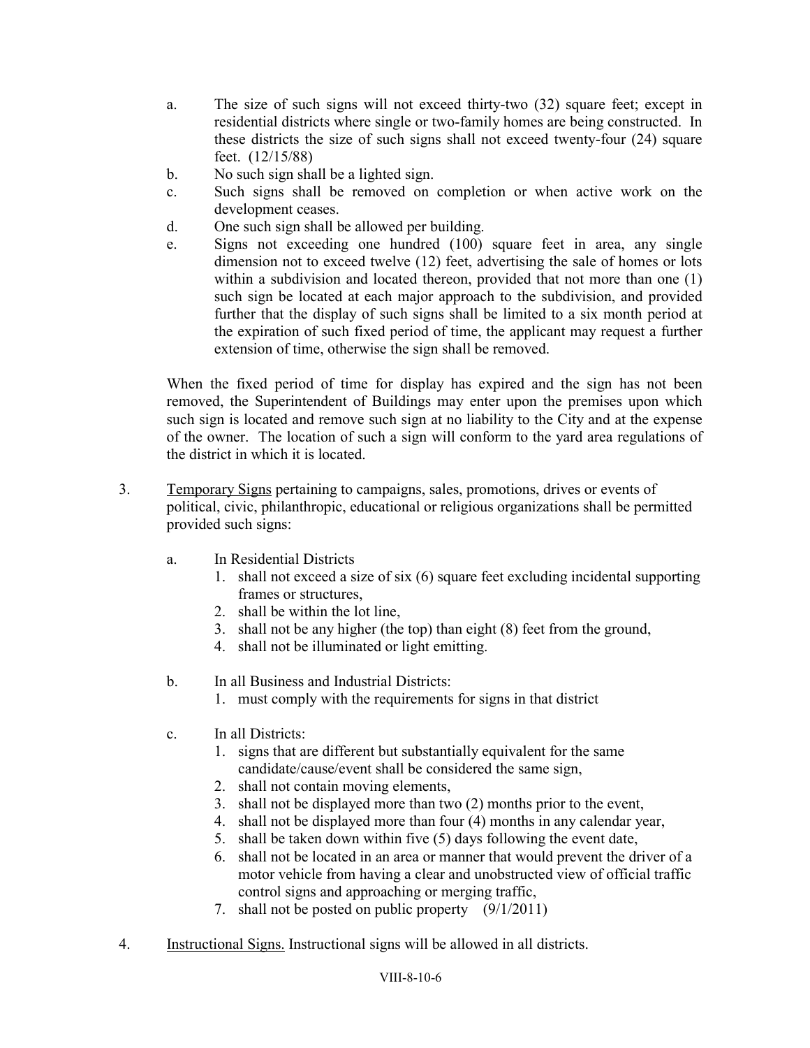a. The size of such signs will not exceed thirty-two (32) square feet; except in residential districts where single or two-family homes are being constructed. In these districts the size of such signs shall not exceed twenty-four (24) square feet. (12/15/88)

b. No such sign shall be a lighted sign.

c. Such signs shall be removed on completion or when active work on the development ceases.

d. One such sign shall be allowed per building.

e. Signs not exceeding one hundred (100) square feet in area, any single dimension not to exceed twelve (12) feet, advertising the sale of homes or lots within a subdivision and located thereon, provided that not more than one (1) such sign be located at each major approach to the subdivision, and provided further that the display of such signs shall be limited to a six month period at the expiration of such fixed period of time, the applicant may request a further extension of time, otherwise the sign shall be removed.

When the fixed period of time for display has expired and the sign has not been removed, the Superintendent of Buildings may enter upon the premises upon which such sign is located and remove such sign at no liability to the City and at the expense of the owner. The location of such a sign will conform to the yard area regulations of the district in which it is located.

3. Temporary Signs pertaining to campaigns, sales, promotions, drives or events of political, civic, philanthropic, educational or religious organizations shall be permitted provided such signs:

   a. In Residential Districts
      1. shall not exceed a size of six (6) square feet excluding incidental supporting frames or structures,
      2. shall be within the lot line,
      3. shall not be any higher (the top) than eight (8) feet from the ground,
      4. shall not be illuminated or light emitting.

   b. In all Business and Industrial Districts:
      1. must comply with the requirements for signs in that district

   c. In all Districts:
      1. signs that are different but substantially equivalent for the same candidate/cause/event shall be considered the same sign,
      2. shall not contain moving elements,
      3. shall not be displayed more than two (2) months prior to the event,
      4. shall not be displayed more than four (4) months in any calendar year,
      5. shall be taken down within five (5) days following the event date,
      6. shall not be located in an area or manner that would prevent the driver of a motor vehicle from having a clear and unobstructed view of official traffic control signs and approaching or merging traffic,
      7. shall not be posted on public property (9/1/2011)

4. Instructional Signs. Instructional signs will be allowed in all districts.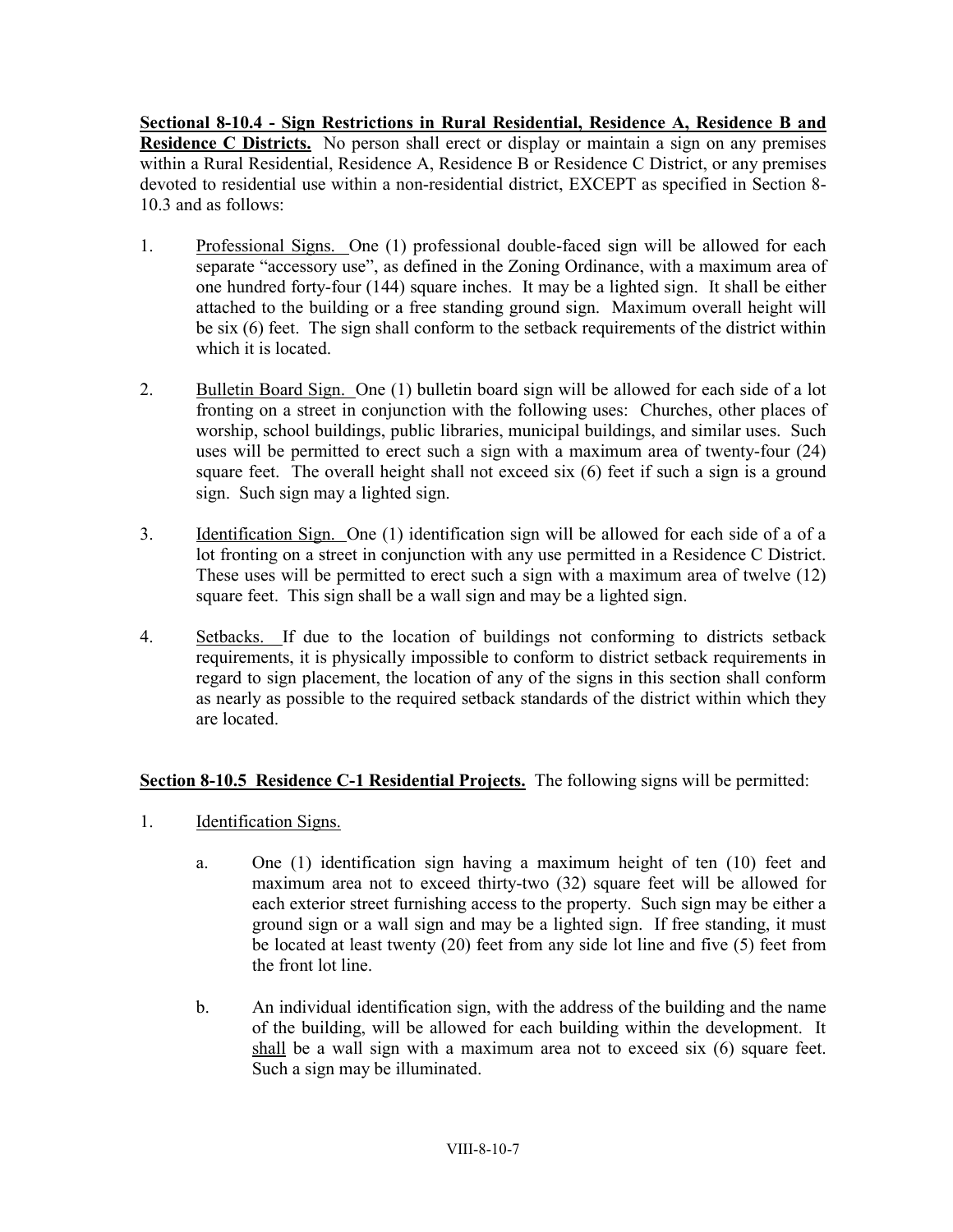**Sectional 8-10.4 - Sign Restrictions in Rural Residential, Residence A, Residence B and Residence C Districts.** No person shall erect or display or maintain a sign on any premises within a Rural Residential, Residence A, Residence B or Residence C District, or any premises devoted to residential use within a non-residential district, EXCEPT as specified in Section 8-10.3 and as follows:

1. Professional Signs. One (1) professional double-faced sign will be allowed for each separate "accessory use", as defined in the Zoning Ordinance, with a maximum area of one hundred forty-four (144) square inches. It may be a lighted sign. It shall be either attached to the building or a free standing ground sign. Maximum overall height will be six (6) feet. The sign shall conform to the setback requirements of the district within which it is located.

2. Bulletin Board Sign. One (1) bulletin board sign will be allowed for each side of a lot fronting on a street in conjunction with the following uses: Churches, other places of worship, school buildings, public libraries, municipal buildings, and similar uses. Such uses will be permitted to erect such a sign with a maximum area of twenty-four (24) square feet. The overall height shall not exceed six (6) feet if such a sign is a ground sign. Such sign may a lighted sign.

3. Identification Sign. One (1) identification sign will be allowed for each side of a of a lot fronting on a street in conjunction with any use permitted in a Residence C District. These uses will be permitted to erect such a sign with a maximum area of twelve (12) square feet. This sign shall be a wall sign and may be a lighted sign.

4. Setbacks. If due to the location of buildings not conforming to districts setback requirements, it is physically impossible to conform to district setback requirements in regard to sign placement, the location of any of the signs in this section shall conform as nearly as possible to the required setback standards of the district within which they are located.

**Section 8-10.5 Residence C-1 Residential Projects.** The following signs will be permitted:

1. Identification Signs.

   a. One (1) identification sign having a maximum height of ten (10) feet and maximum area not to exceed thirty-two (32) square feet will be allowed for each exterior street furnishing access to the property. Such sign may be either a ground sign or a wall sign and may be a lighted sign. If free standing, it must be located at least twenty (20) feet from any side lot line and five (5) feet from the front lot line.

   b. An individual identification sign, with the address of the building and the name of the building, will be allowed for each building within the development. It shall be a wall sign with a maximum area not to exceed six (6) square feet. Such a sign may be illuminated.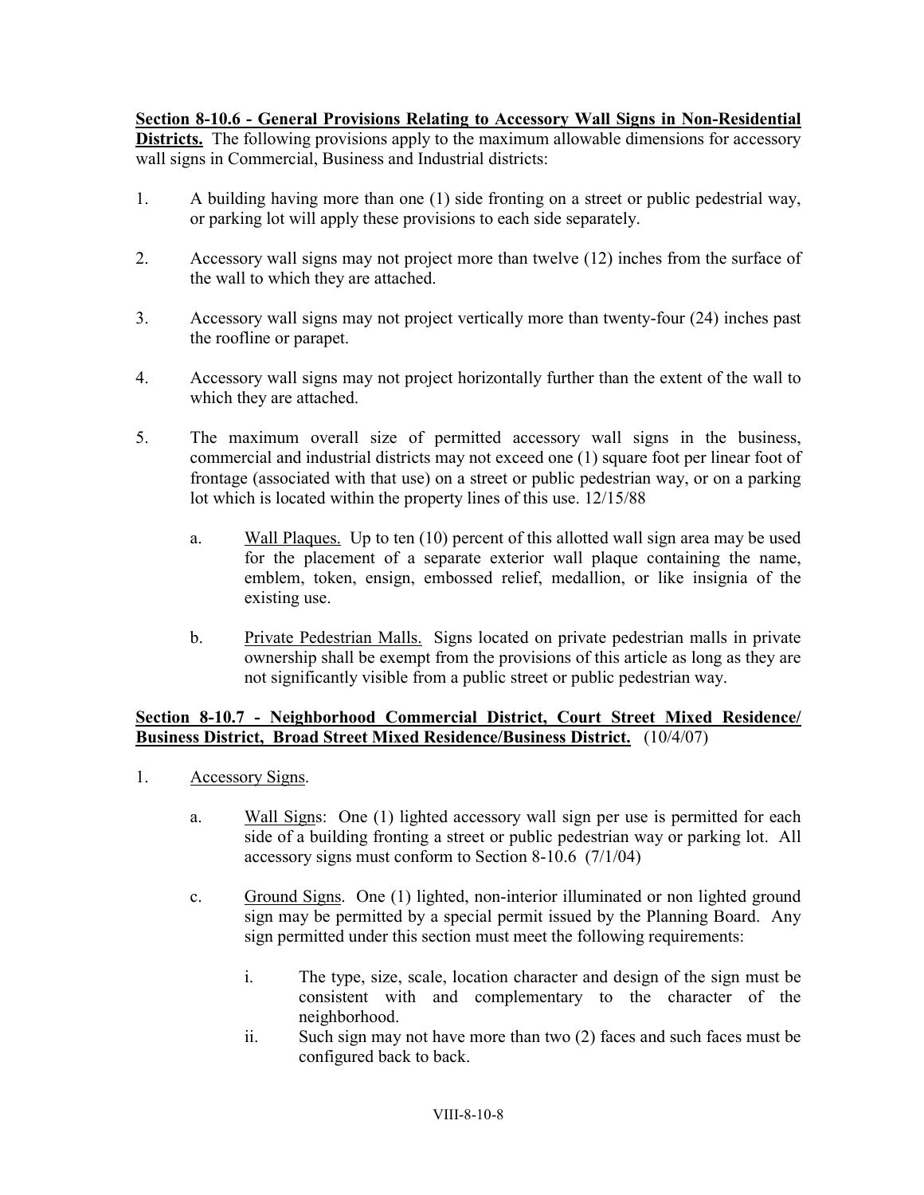**Section 8-10.6 - General Provisions Relating to Accessory Wall Signs in Non-Residential Districts.** The following provisions apply to the maximum allowable dimensions for accessory wall signs in Commercial, Business and Industrial districts:

1. A building having more than one (1) side fronting on a street or public pedestrial way, or parking lot will apply these provisions to each side separately.

2. Accessory wall signs may not project more than twelve (12) inches from the surface of the wall to which they are attached.

3. Accessory wall signs may not project vertically more than twenty-four (24) inches past the roofline or parapet.

4. Accessory wall signs may not project horizontally further than the extent of the wall to which they are attached.

5. The maximum overall size of permitted accessory wall signs in the business, commercial and industrial districts may not exceed one (1) square foot per linear foot of frontage (associated with that use) on a street or public pedestrian way, or on a parking lot which is located within the property lines of this use. 12/15/88

   a. Wall Plaques. Up to ten (10) percent of this allotted wall sign area may be used for the placement of a separate exterior wall plaque containing the name, emblem, token, ensign, embossed relief, medallion, or like insignia of the existing use.

   b. Private Pedestrian Malls. Signs located on private pedestrian malls in private ownership shall be exempt from the provisions of this article as long as they are not significantly visible from a public street or public pedestrian way.

**Section 8-10.7 - Neighborhood Commercial District, Court Street Mixed Residence/ Business District, Broad Street Mixed Residence/Business District.** (10/4/07)

1. Accessory Signs.

   a. Wall Signs: One (1) lighted accessory wall sign per use is permitted for each side of a building fronting a street or public pedestrian way or parking lot. All accessory signs must conform to Section 8-10.6 (7/1/04)

   c. Ground Signs. One (1) lighted, non-interior illuminated or non lighted ground sign may be permitted by a special permit issued by the Planning Board. Any sign permitted under this section must meet the following requirements:

      i. The type, size, scale, location character and design of the sign must be consistent with and complementary to the character of the neighborhood.

      ii. Such sign may not have more than two (2) faces and such faces must be configured back to back.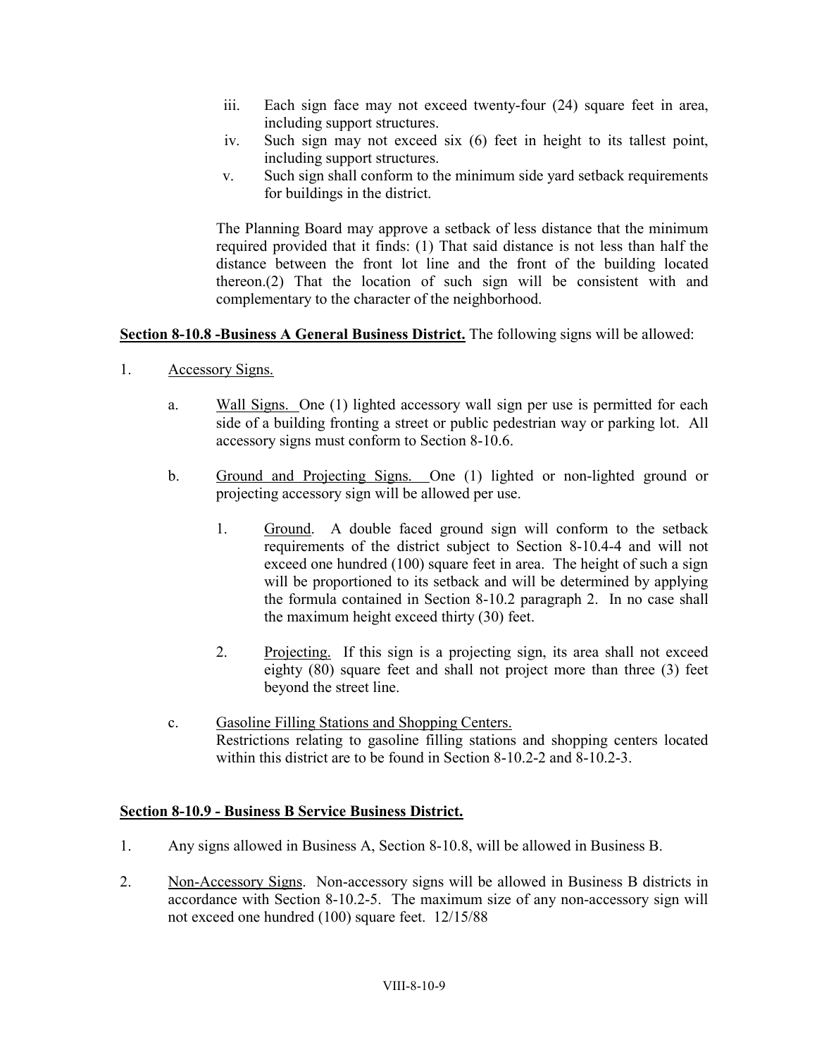iii. Each sign face may not exceed twenty-four (24) square feet in area, including support structures.

iv. Such sign may not exceed six (6) feet in height to its tallest point, including support structures.

v. Such sign shall conform to the minimum side yard setback requirements for buildings in the district.

The Planning Board may approve a setback of less distance that the minimum required provided that it finds: (1) That said distance is not less than half the distance between the front lot line and the front of the building located thereon.(2) That the location of such sign will be consistent with and complementary to the character of the neighborhood.

**Section 8-10.8 -Business A General Business District.** The following signs will be allowed:

1. Accessory Signs.

   a. Wall Signs. One (1) lighted accessory wall sign per use is permitted for each side of a building fronting a street or public pedestrian way or parking lot. All accessory signs must conform to Section 8-10.6.

   b. Ground and Projecting Signs. One (1) lighted or non-lighted ground or projecting accessory sign will be allowed per use.

      1. Ground. A double faced ground sign will conform to the setback requirements of the district subject to Section 8-10.4-4 and will not exceed one hundred (100) square feet in area. The height of such a sign will be proportioned to its setback and will be determined by applying the formula contained in Section 8-10.2 paragraph 2. In no case shall the maximum height exceed thirty (30) feet.

      2. Projecting. If this sign is a projecting sign, its area shall not exceed eighty (80) square feet and shall not project more than three (3) feet beyond the street line.

   c. Gasoline Filling Stations and Shopping Centers.
   Restrictions relating to gasoline filling stations and shopping centers located within this district are to be found in Section 8-10.2-2 and 8-10.2-3.

**Section 8-10.9 - Business B Service Business District.**

1. Any signs allowed in Business A, Section 8-10.8, will be allowed in Business B.

2. Non-Accessory Signs. Non-accessory signs will be allowed in Business B districts in accordance with Section 8-10.2-5. The maximum size of any non-accessory sign will not exceed one hundred (100) square feet. 12/15/88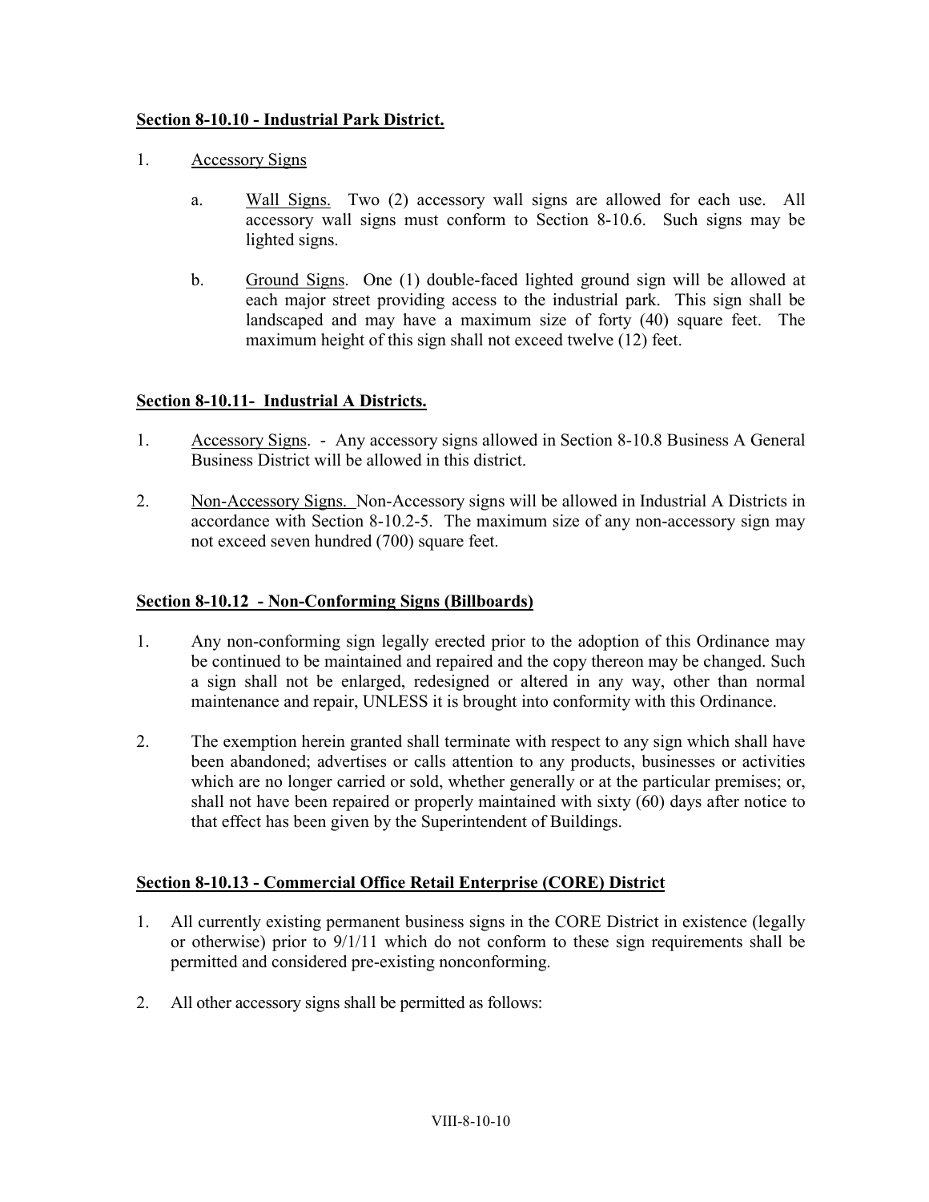**Section 8-10.10 - Industrial Park District.**

1. Accessory Signs

   a. Wall Signs. Two (2) accessory wall signs are allowed for each use. All accessory wall signs must conform to Section 8-10.6. Such signs may be lighted signs.

   b. Ground Signs. One (1) double-faced lighted ground sign will be allowed at each major street providing access to the industrial park. This sign shall be landscaped and may have a maximum size of forty (40) square feet. The maximum height of this sign shall not exceed twelve (12) feet.

**Section 8-10.11- Industrial A Districts.**

1. Accessory Signs. - Any accessory signs allowed in Section 8-10.8 Business A General Business District will be allowed in this district.

2. Non-Accessory Signs. Non-Accessory signs will be allowed in Industrial A Districts in accordance with Section 8-10.2-5. The maximum size of any non-accessory sign may not exceed seven hundred (700) square feet.

**Section 8-10.12 - Non-Conforming Signs (Billboards)**

1. Any non-conforming sign legally erected prior to the adoption of this Ordinance may be continued to be maintained and repaired and the copy thereon may be changed. Such a sign shall not be enlarged, redesigned or altered in any way, other than normal maintenance and repair, UNLESS it is brought into conformity with this Ordinance.

2. The exemption herein granted shall terminate with respect to any sign which shall have been abandoned; advertises or calls attention to any products, businesses or activities which are no longer carried or sold, whether generally or at the particular premises; or, shall not have been repaired or properly maintained with sixty (60) days after notice to that effect has been given by the Superintendent of Buildings.

**Section 8-10.13 - Commercial Office Retail Enterprise (CORE) District**

1. All currently existing permanent business signs in the CORE District in existence (legally or otherwise) prior to 9/1/11 which do not conform to these sign requirements shall be permitted and considered pre-existing nonconforming.

2. All other accessory signs shall be permitted as follows: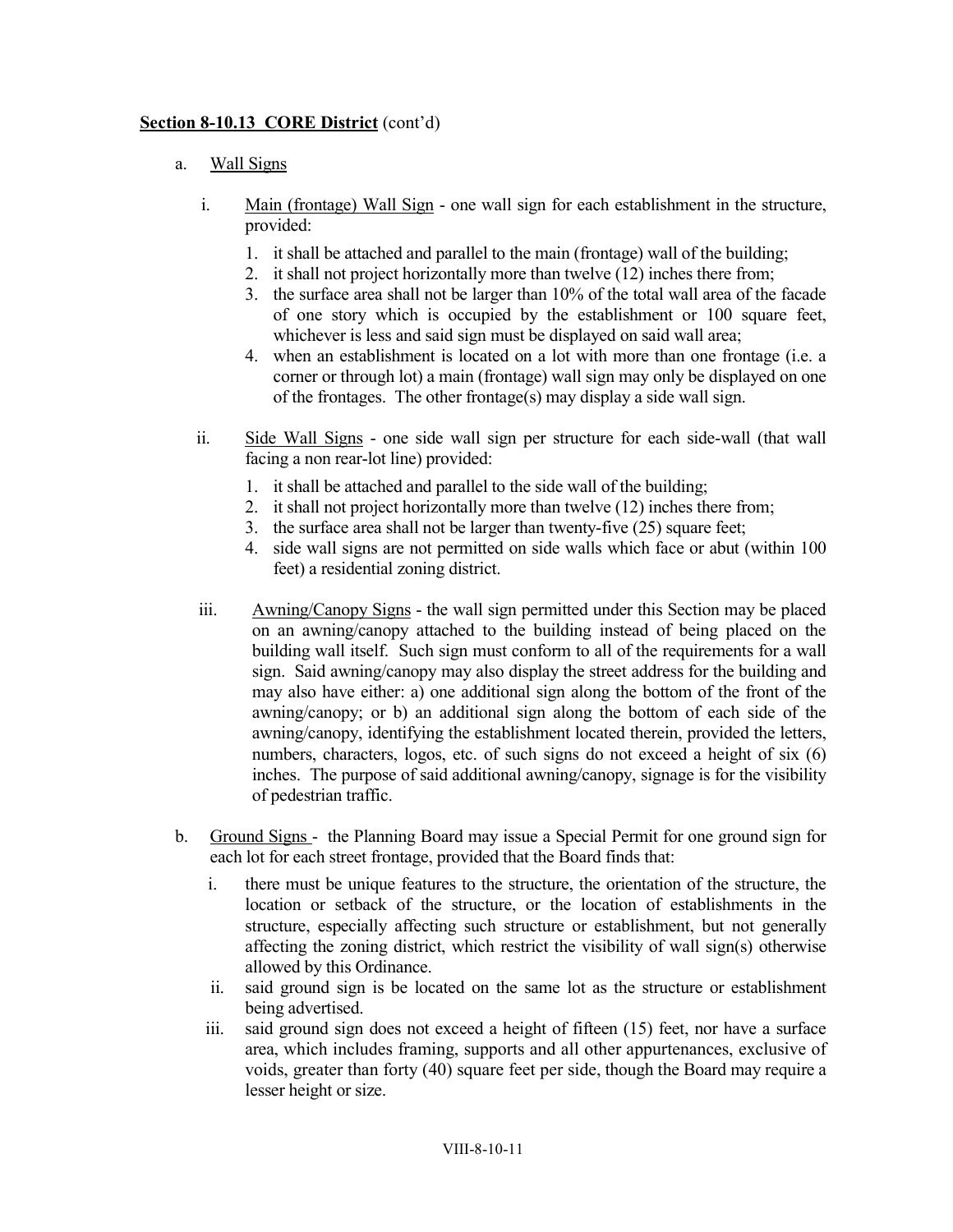**Section 8-10.13 CORE District** (cont'd)

a. Wall Signs

   i. Main (frontage) Wall Sign - one wall sign for each establishment in the structure, provided:

      1. it shall be attached and parallel to the main (frontage) wall of the building;
      2. it shall not project horizontally more than twelve (12) inches there from;
      3. the surface area shall not be larger than 10% of the total wall area of the facade of one story which is occupied by the establishment or 100 square feet, whichever is less and said sign must be displayed on said wall area;
      4. when an establishment is located on a lot with more than one frontage (i.e. a corner or through lot) a main (frontage) wall sign may only be displayed on one of the frontages. The other frontage(s) may display a side wall sign.

   ii. Side Wall Signs - one side wall sign per structure for each side-wall (that wall facing a non rear-lot line) provided:

      1. it shall be attached and parallel to the side wall of the building;
      2. it shall not project horizontally more than twelve (12) inches there from;
      3. the surface area shall not be larger than twenty-five (25) square feet;
      4. side wall signs are not permitted on side walls which face or abut (within 100 feet) a residential zoning district.

   iii. Awning/Canopy Signs - the wall sign permitted under this Section may be placed on an awning/canopy attached to the building instead of being placed on the building wall itself. Such sign must conform to all of the requirements for a wall sign. Said awning/canopy may also display the street address for the building and may also have either: a) one additional sign along the bottom of the front of the awning/canopy; or b) an additional sign along the bottom of each side of the awning/canopy, identifying the establishment located therein, provided the letters, numbers, characters, logos, etc. of such signs do not exceed a height of six (6) inches. The purpose of said additional awning/canopy, signage is for the visibility of pedestrian traffic.

b. Ground Signs - the Planning Board may issue a Special Permit for one ground sign for each lot for each street frontage, provided that the Board finds that:

   i. there must be unique features to the structure, the orientation of the structure, the location or setback of the structure, or the location of establishments in the structure, especially affecting such structure or establishment, but not generally affecting the zoning district, which restrict the visibility of wall sign(s) otherwise allowed by this Ordinance.
   ii. said ground sign is be located on the same lot as the structure or establishment being advertised.
   iii. said ground sign does not exceed a height of fifteen (15) feet, nor have a surface area, which includes framing, supports and all other appurtenances, exclusive of voids, greater than forty (40) square feet per side, though the Board may require a lesser height or size.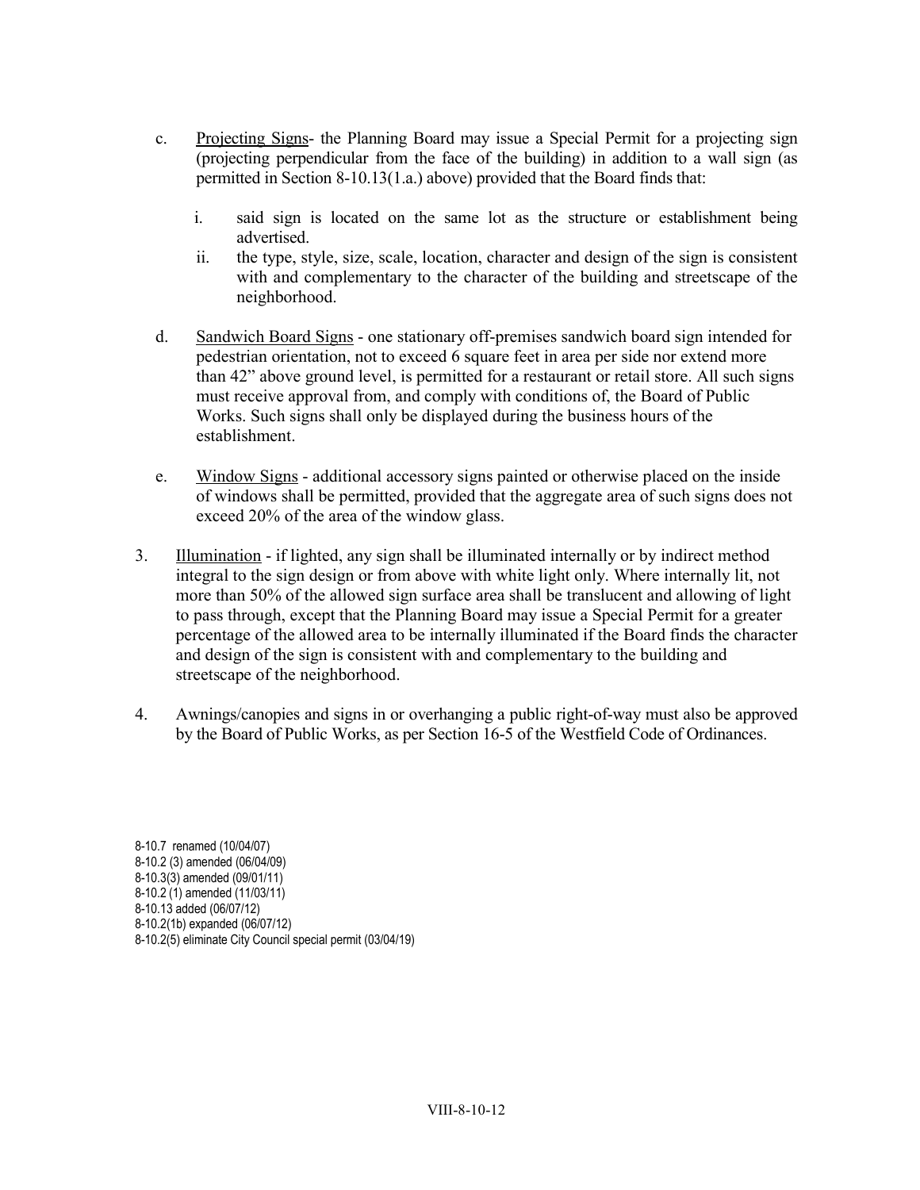c. <u>Projecting Signs</u>- the Planning Board may issue a Special Permit for a projecting sign (projecting perpendicular from the face of the building) in addition to a wall sign (as permitted in Section 8-10.13(1.a.) above) provided that the Board finds that:

   i. said sign is located on the same lot as the structure or establishment being advertised.
   ii. the type, style, size, scale, location, character and design of the sign is consistent with and complementary to the character of the building and streetscape of the neighborhood.

d. <u>Sandwich Board Signs</u> - one stationary off-premises sandwich board sign intended for pedestrian orientation, not to exceed 6 square feet in area per side nor extend more than 42" above ground level, is permitted for a restaurant or retail store. All such signs must receive approval from, and comply with conditions of, the Board of Public Works. Such signs shall only be displayed during the business hours of the establishment.

e. <u>Window Signs</u> - additional accessory signs painted or otherwise placed on the inside of windows shall be permitted, provided that the aggregate area of such signs does not exceed 20% of the area of the window glass.

3. <u>Illumination</u> - if lighted, any sign shall be illuminated internally or by indirect method integral to the sign design or from above with white light only. Where internally lit, not more than 50% of the allowed sign surface area shall be translucent and allowing of light to pass through, except that the Planning Board may issue a Special Permit for a greater percentage of the allowed area to be internally illuminated if the Board finds the character and design of the sign is consistent with and complementary to the building and streetscape of the neighborhood.

4. Awnings/canopies and signs in or overhanging a public right-of-way must also be approved by the Board of Public Works, as per Section 16-5 of the Westfield Code of Ordinances.

8-10.7 renamed (10/04/07)
8-10.2 (3) amended (06/04/09)
8-10.3(3) amended (09/01/11)
8-10.2 (1) amended (11/03/11)
8-10.13 added (06/07/12)
8-10.2(1b) expanded (06/07/12)
8-10.2(5) eliminate City Council special permit (03/04/19)